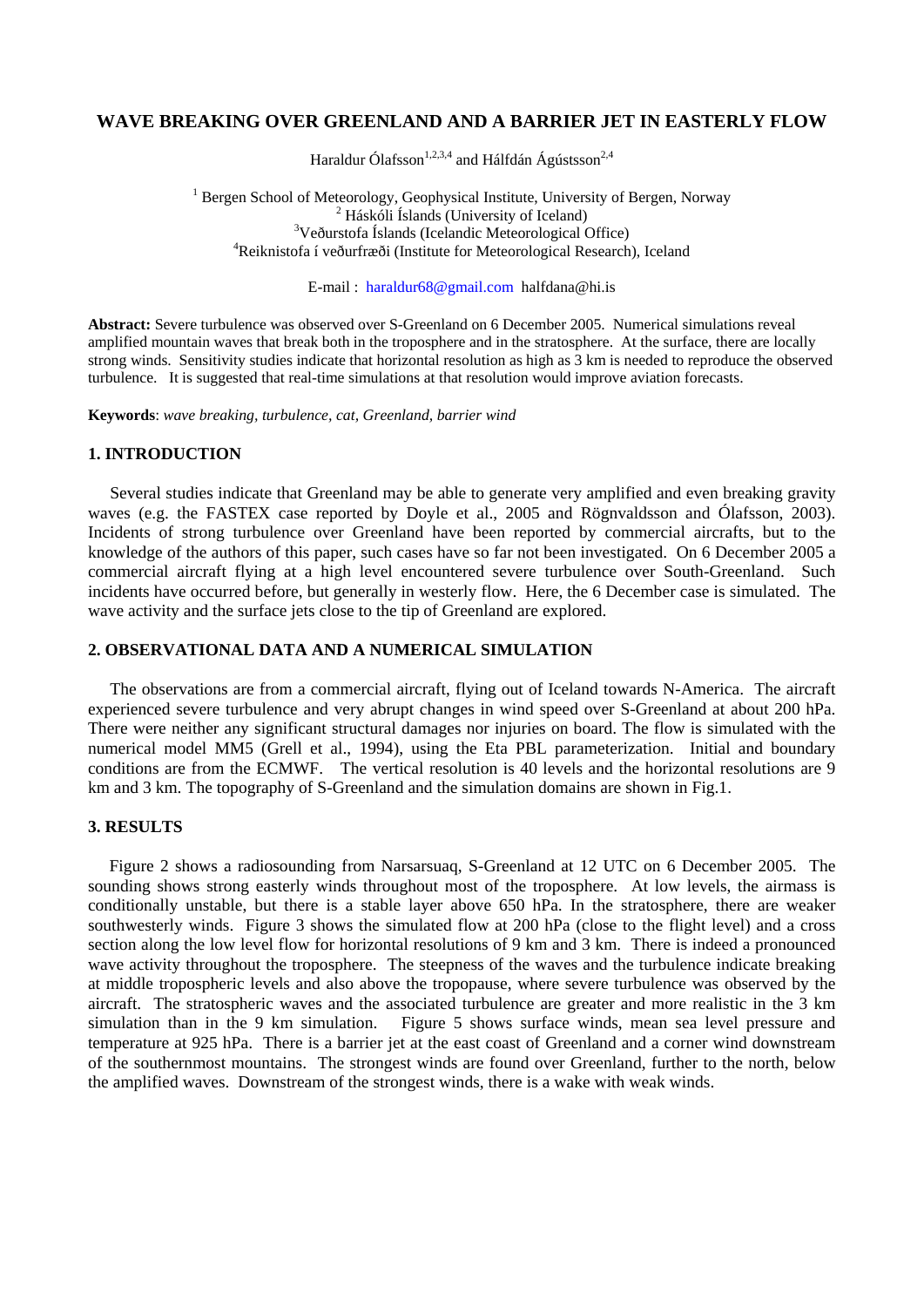# WAVE BREAKING OVER GREENLAND AND A BARRIER JET IN EASTERLY FLOW

Haraldur Ólafsson[1,2,3,4] and Hálfdán Ágústsson[2,4]

[1] Bergen School of Meteorology, Geophysical Institute, University of Bergen, Norway
[2] Háskóli Íslands (University of Iceland)
[3] Veðurstofa Íslands (Icelandic Meteorological Office)
[4] Reiknistofa í veðurfræði (Institute for Meteorological Research), Iceland

E-mail : haraldur68@gmail.com halfdana@hi.is

**Abstract:** Severe turbulence was observed over S-Greenland on 6 December 2005. Numerical simulations reveal amplified mountain waves that break both in the troposphere and in the stratosphere. At the surface, there are locally strong winds. Sensitivity studies indicate that horizontal resolution as high as 3 km is needed to reproduce the observed turbulence. It is suggested that real-time simulations at that resolution would improve aviation forecasts.

**Keywords**: *wave breaking, turbulence, cat, Greenland, barrier wind*

## 1. INTRODUCTION

Several studies indicate that Greenland may be able to generate very amplified and even breaking gravity waves (e.g. the FASTEX case reported by Doyle et al., 2005 and Rögnvaldsson and Ólafsson, 2003). Incidents of strong turbulence over Greenland have been reported by commercial aircrafts, but to the knowledge of the authors of this paper, such cases have so far not been investigated. On 6 December 2005 a commercial aircraft flying at a high level encountered severe turbulence over South-Greenland. Such incidents have occurred before, but generally in westerly flow. Here, the 6 December case is simulated. The wave activity and the surface jets close to the tip of Greenland are explored.

## 2. OBSERVATIONAL DATA AND A NUMERICAL SIMULATION

The observations are from a commercial aircraft, flying out of Iceland towards N-America. The aircraft experienced severe turbulence and very abrupt changes in wind speed over S-Greenland at about 200 hPa. There were neither any significant structural damages nor injuries on board. The flow is simulated with the numerical model MM5 (Grell et al., 1994), using the Eta PBL parameterization. Initial and boundary conditions are from the ECMWF. The vertical resolution is 40 levels and the horizontal resolutions are 9 km and 3 km. The topography of S-Greenland and the simulation domains are shown in Fig.1.

## 3. RESULTS

Figure 2 shows a radiosounding from Narsarsuaq, S-Greenland at 12 UTC on 6 December 2005. The sounding shows strong easterly winds throughout most of the troposphere. At low levels, the airmass is conditionally unstable, but there is a stable layer above 650 hPa. In the stratosphere, there are weaker southwesterly winds. Figure 3 shows the simulated flow at 200 hPa (close to the flight level) and a cross section along the low level flow for horizontal resolutions of 9 km and 3 km. There is indeed a pronounced wave activity throughout the troposphere. The steepness of the waves and the turbulence indicate breaking at middle tropospheric levels and also above the tropopause, where severe turbulence was observed by the aircraft. The stratospheric waves and the associated turbulence are greater and more realistic in the 3 km simulation than in the 9 km simulation. Figure 5 shows surface winds, mean sea level pressure and temperature at 925 hPa. There is a barrier jet at the east coast of Greenland and a corner wind downstream of the southernmost mountains. The strongest winds are found over Greenland, further to the north, below the amplified waves. Downstream of the strongest winds, there is a wake with weak winds.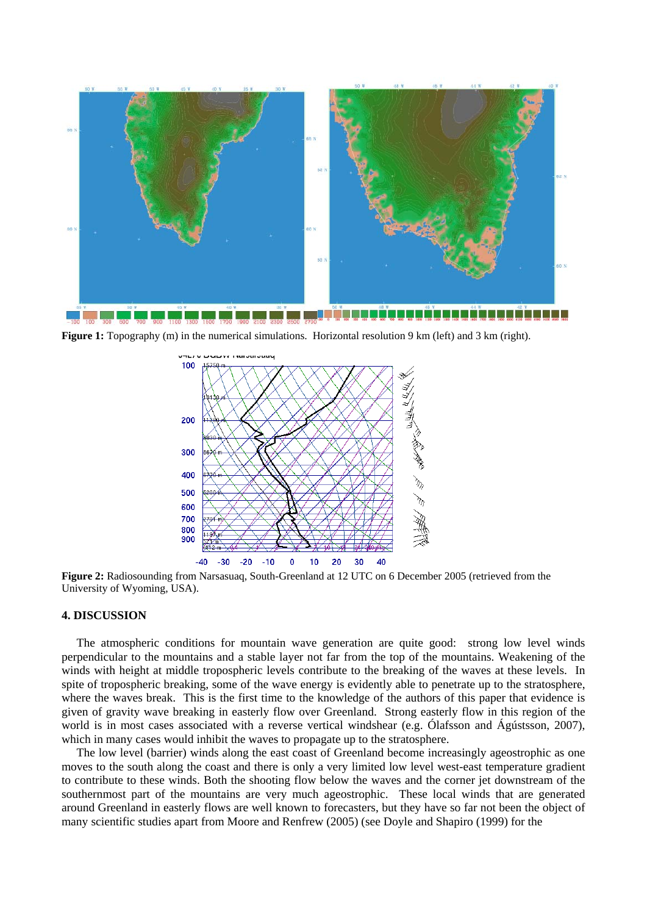**Figure 1:** Topography (m) in the numerical simulations. Horizontal resolution 9 km (left) and 3 km (right).

**Figure 2:** Radiosounding from Narsasuaq, South-Greenland at 12 UTC on 6 December 2005 (retrieved from the University of Wyoming, USA).

### 4. DISCUSSION

The atmospheric conditions for mountain wave generation are quite good: strong low level winds perpendicular to the mountains and a stable layer not far from the top of the mountains. Weakening of the winds with height at middle tropospheric levels contribute to the breaking of the waves at these levels. In spite of tropospheric breaking, some of the wave energy is evidently able to penetrate up to the stratosphere, where the waves break. This is the first time to the knowledge of the authors of this paper that evidence is given of gravity wave breaking in easterly flow over Greenland. Strong easterly flow in this region of the world is in most cases associated with a reverse vertical windshear (e.g. Ólafsson and Ágústsson, 2007), which in many cases would inhibit the waves to propagate up to the stratosphere.

The low level (barrier) winds along the east coast of Greenland become increasingly ageostrophic as one moves to the south along the coast and there is only a very limited low level west-east temperature gradient to contribute to these winds. Both the shooting flow below the waves and the corner jet downstream of the southernmost part of the mountains are very much ageostrophic. These local winds that are generated around Greenland in easterly flows are well known to forecasters, but they have so far not been the object of many scientific studies apart from Moore and Renfrew (2005) (see Doyle and Shapiro (1999) for the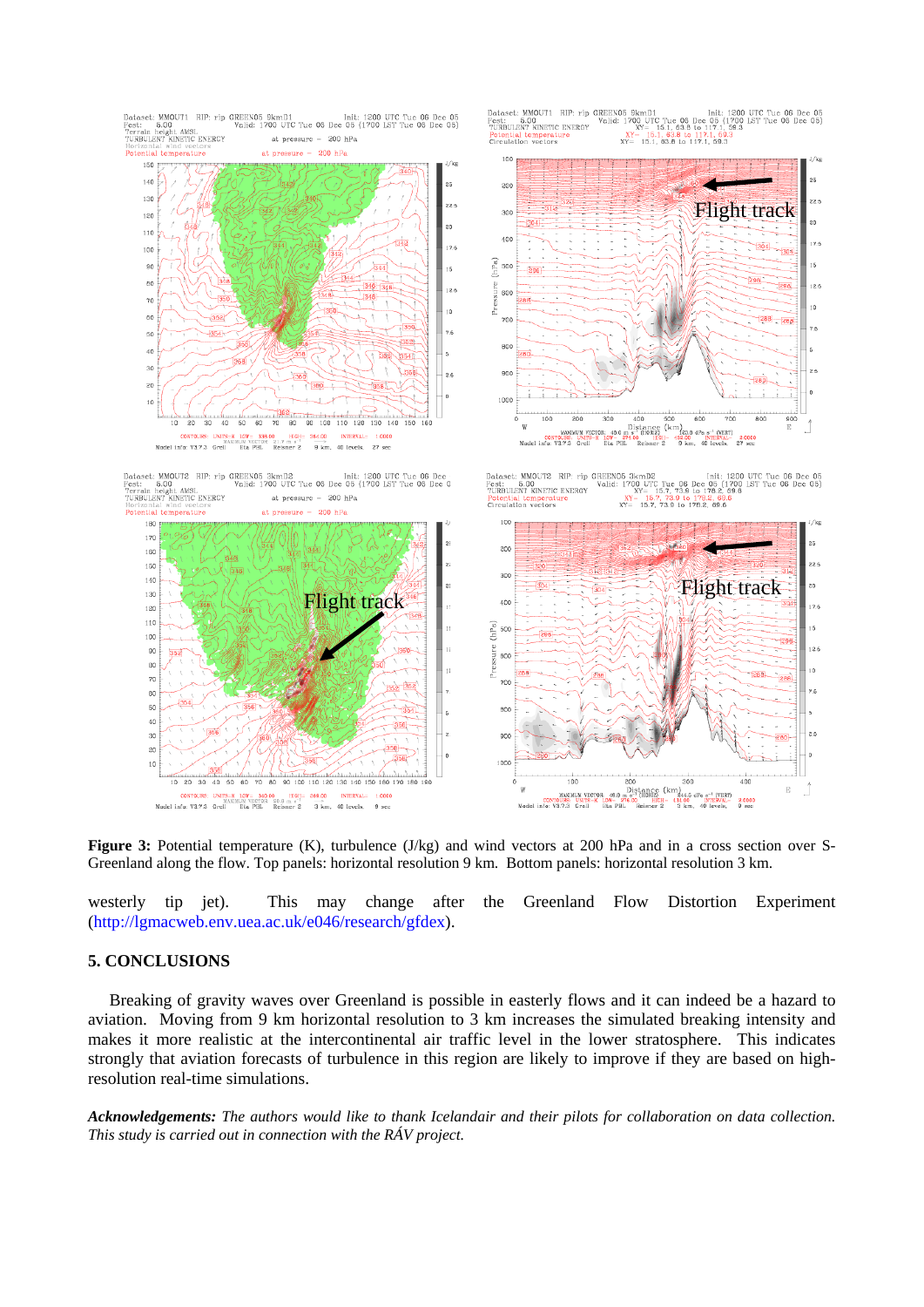Flight track

Flight track

Flight track

**Figure 3:** Potential temperature (K), turbulence (J/kg) and wind vectors at 200 hPa and in a cross section over S-Greenland along the flow. Top panels: horizontal resolution 9 km. Bottom panels: horizontal resolution 3 km.

westerly tip jet). This may change after the Greenland Flow Distortion Experiment (http://lgmacweb.env.uea.ac.uk/e046/research/gfdex).

## 5. CONCLUSIONS

Breaking of gravity waves over Greenland is possible in easterly flows and it can indeed be a hazard to aviation. Moving from 9 km horizontal resolution to 3 km increases the simulated breaking intensity and makes it more realistic at the intercontinental air traffic level in the lower stratosphere. This indicates strongly that aviation forecasts of turbulence in this region are likely to improve if they are based on high-resolution real-time simulations.

***Acknowledgements:*** *The authors would like to thank Icelandair and their pilots for collaboration on data collection. This study is carried out in connection with the RÁV project.*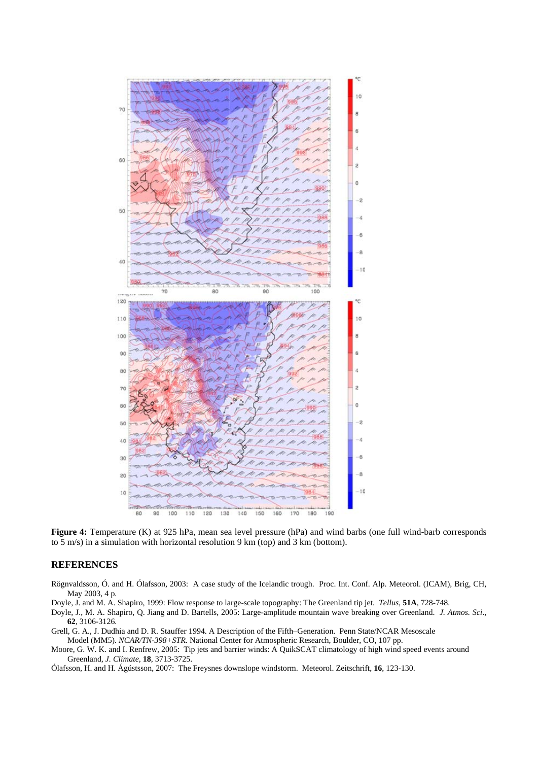**Figure 4:** Temperature (K) at 925 hPa, mean sea level pressure (hPa) and wind barbs (one full wind-barb corresponds to 5 m/s) in a simulation with horizontal resolution 9 km (top) and 3 km (bottom).

## REFERENCES

Rögnvaldsson, Ó. and H. Ólafsson, 2003: A case study of the Icelandic trough. Proc. Int. Conf. Alp. Meteorol. (ICAM), Brig, CH, May 2003, 4 p.

Doyle, J. and M. A. Shapiro, 1999: Flow response to large-scale topography: The Greenland tip jet. *Tellus*, **51A**, 728-748.

Doyle, J., M. A. Shapiro, Q. Jiang and D. Bartells, 2005: Large-amplitude mountain wave breaking over Greenland. *J. Atmos. Sci*., **62**, 3106-3126.

Grell, G. A., J. Dudhia and D. R. Stauffer 1994. A Description of the Fifth–Generation. Penn State/NCAR Mesoscale Model (MM5). *NCAR/TN-398+STR.* National Center for Atmospheric Research, Boulder, CO, 107 pp.

Moore, G. W. K. and I. Renfrew, 2005: Tip jets and barrier winds: A QuikSCAT climatology of high wind speed events around Greenland, *J. Climate*, **18**, 3713-3725.

Ólafsson, H. and H. Ágústsson, 2007: The Freysnes downslope windstorm. Meteorol. Zeitschrift, **16**, 123-130.